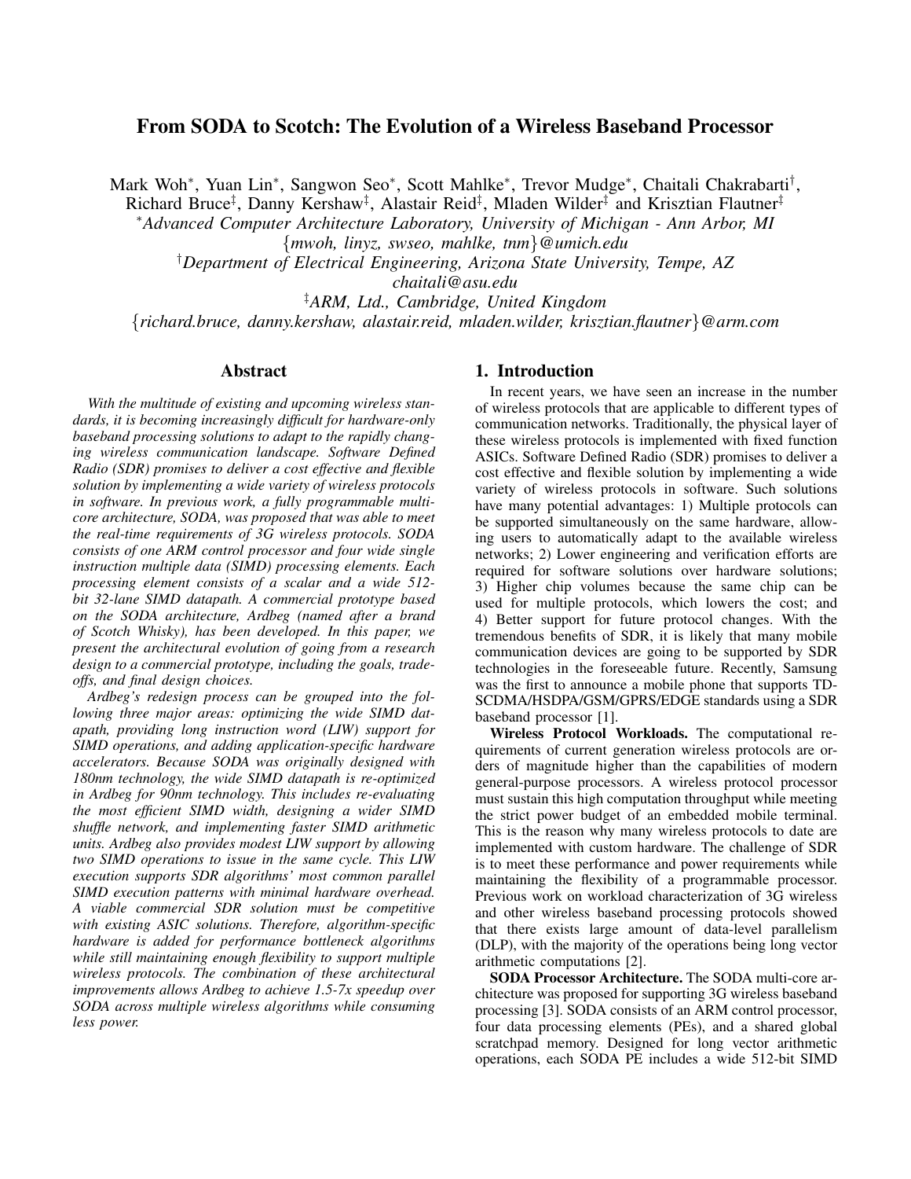# From SODA to Scotch: The Evolution of a Wireless Baseband Processor

Mark Woh*, Yuan Lin*, Sangwon Seo*, Scott Mahlke*, Trevor Mudge*, Chaitali Chakrabarti†, Richard Bruce‡, Danny Kershaw‡, Alastair Reid‡, Mladen Wilder‡ and Krisztian Flautner‡

*Advanced Computer Architecture Laboratory, University of Michigan - Ann Arbor, MI*
*{mwoh, linyz, swseo, mahlke, tnm}@umich.edu*

†*Department of Electrical Engineering, Arizona State University, Tempe, AZ*
*chaitali@asu.edu*

‡*ARM, Ltd., Cambridge, United Kingdom*
*{richard.bruce, danny.kershaw, alastair.reid, mladen.wilder, krisztian.flautner}@arm.com*

## Abstract

*With the multitude of existing and upcoming wireless standards, it is becoming increasingly difficult for hardware-only baseband processing solutions to adapt to the rapidly changing wireless communication landscape. Software Defined Radio (SDR) promises to deliver a cost effective and flexible solution by implementing a wide variety of wireless protocols in software. In previous work, a fully programmable multi-core architecture, SODA, was proposed that was able to meet the real-time requirements of 3G wireless protocols. SODA consists of one ARM control processor and four wide single instruction multiple data (SIMD) processing elements. Each processing element consists of a scalar and a wide 512-bit 32-lane SIMD datapath. A commercial prototype based on the SODA architecture, Ardbeg (named after a brand of Scotch Whisky), has been developed. In this paper, we present the architectural evolution of going from a research design to a commercial prototype, including the goals, trade-offs, and final design choices.*

*Ardbeg's redesign process can be grouped into the following three major areas: optimizing the wide SIMD datapath, providing long instruction word (LIW) support for SIMD operations, and adding application-specific hardware accelerators. Because SODA was originally designed with 180nm technology, the wide SIMD datapath is re-optimized in Ardbeg for 90nm technology. This includes re-evaluating the most efficient SIMD width, designing a wider SIMD shuffle network, and implementing faster SIMD arithmetic units. Ardbeg also provides modest LIW support by allowing two SIMD operations to issue in the same cycle. This LIW execution supports SDR algorithms' most common parallel SIMD execution patterns with minimal hardware overhead. A viable commercial SDR solution must be competitive with existing ASIC solutions. Therefore, algorithm-specific hardware is added for performance bottleneck algorithms while still maintaining enough flexibility to support multiple wireless protocols. The combination of these architectural improvements allows Ardbeg to achieve 1.5-7x speedup over SODA across multiple wireless algorithms while consuming less power.*

## 1. Introduction

In recent years, we have seen an increase in the number of wireless protocols that are applicable to different types of communication networks. Traditionally, the physical layer of these wireless protocols is implemented with fixed function ASICs. Software Defined Radio (SDR) promises to deliver a cost effective and flexible solution by implementing a wide variety of wireless protocols in software. Such solutions have many potential advantages: 1) Multiple protocols can be supported simultaneously on the same hardware, allowing users to automatically adapt to the available wireless networks; 2) Lower engineering and verification efforts are required for software solutions over hardware solutions; 3) Higher chip volumes because the same chip can be used for multiple protocols, which lowers the cost; and 4) Better support for future protocol changes. With the tremendous benefits of SDR, it is likely that many mobile communication devices are going to be supported by SDR technologies in the foreseeable future. Recently, Samsung was the first to announce a mobile phone that supports TD-SCDMA/HSDPA/GSM/GPRS/EDGE standards using a SDR baseband processor [1].

**Wireless Protocol Workloads.** The computational requirements of current generation wireless protocols are orders of magnitude higher than the capabilities of modern general-purpose processors. A wireless protocol processor must sustain this high computation throughput while meeting the strict power budget of an embedded mobile terminal. This is the reason why many wireless protocols to date are implemented with custom hardware. The challenge of SDR is to meet these performance and power requirements while maintaining the flexibility of a programmable processor. Previous work on workload characterization of 3G wireless and other wireless baseband processing protocols showed that there exists large amount of data-level parallelism (DLP), with the majority of the operations being long vector arithmetic computations [2].

**SODA Processor Architecture.** The SODA multi-core architecture was proposed for supporting 3G wireless baseband processing [3]. SODA consists of an ARM control processor, four data processing elements (PEs), and a shared global scratchpad memory. Designed for long vector arithmetic operations, each SODA PE includes a wide 512-bit SIMD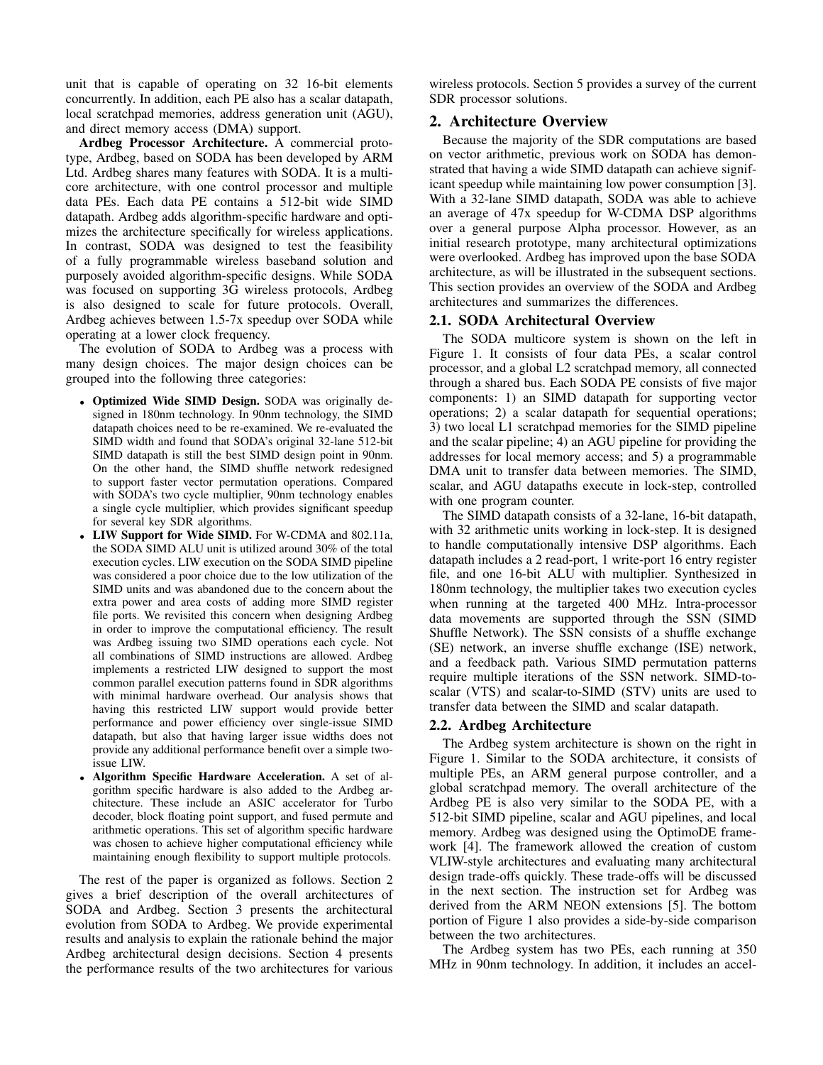unit that is capable of operating on 32 16-bit elements concurrently. In addition, each PE also has a scalar datapath, local scratchpad memories, address generation unit (AGU), and direct memory access (DMA) support.

**Ardbeg Processor Architecture.** A commercial prototype, Ardbeg, based on SODA has been developed by ARM Ltd. Ardbeg shares many features with SODA. It is a multicore architecture, with one control processor and multiple data PEs. Each data PE contains a 512-bit wide SIMD datapath. Ardbeg adds algorithm-specific hardware and optimizes the architecture specifically for wireless applications. In contrast, SODA was designed to test the feasibility of a fully programmable wireless baseband solution and purposely avoided algorithm-specific designs. While SODA was focused on supporting 3G wireless protocols, Ardbeg is also designed to scale for future protocols. Overall, Ardbeg achieves between 1.5-7x speedup over SODA while operating at a lower clock frequency.

The evolution of SODA to Ardbeg was a process with many design choices. The major design choices can be grouped into the following three categories:

- **Optimized Wide SIMD Design.** SODA was originally designed in 180nm technology. In 90nm technology, the SIMD datapath choices need to be re-examined. We re-evaluated the SIMD width and found that SODA's original 32-lane 512-bit SIMD datapath is still the best SIMD design point in 90nm. On the other hand, the SIMD shuffle network redesigned to support faster vector permutation operations. Compared with SODA's two cycle multiplier, 90nm technology enables a single cycle multiplier, which provides significant speedup for several key SDR algorithms.
- **LIW Support for Wide SIMD.** For W-CDMA and 802.11a, the SODA SIMD ALU unit is utilized around 30% of the total execution cycles. LIW execution on the SODA SIMD pipeline was considered a poor choice due to the low utilization of the SIMD units and was abandoned due to the concern about the extra power and area costs of adding more SIMD register file ports. We revisited this concern when designing Ardbeg in order to improve the computational efficiency. The result was Ardbeg issuing two SIMD operations each cycle. Not all combinations of SIMD instructions are allowed. Ardbeg implements a restricted LIW designed to support the most common parallel execution patterns found in SDR algorithms with minimal hardware overhead. Our analysis shows that having this restricted LIW support would provide better performance and power efficiency over single-issue SIMD datapath, but also that having larger issue widths does not provide any additional performance benefit over a simple two-issue LIW.
- **Algorithm Specific Hardware Acceleration.** A set of algorithm specific hardware is also added to the Ardbeg architecture. These include an ASIC accelerator for Turbo decoder, block floating point support, and fused permute and arithmetic operations. This set of algorithm specific hardware was chosen to achieve higher computational efficiency while maintaining enough flexibility to support multiple protocols.

The rest of the paper is organized as follows. Section 2 gives a brief description of the overall architectures of SODA and Ardbeg. Section 3 presents the architectural evolution from SODA to Ardbeg. We provide experimental results and analysis to explain the rationale behind the major Ardbeg architectural design decisions. Section 4 presents the performance results of the two architectures for various wireless protocols. Section 5 provides a survey of the current SDR processor solutions.

## 2. Architecture Overview

Because the majority of the SDR computations are based on vector arithmetic, previous work on SODA has demonstrated that having a wide SIMD datapath can achieve significant speedup while maintaining low power consumption [3]. With a 32-lane SIMD datapath, SODA was able to achieve an average of 47x speedup for W-CDMA DSP algorithms over a general purpose Alpha processor. However, as an initial research prototype, many architectural optimizations were overlooked. Ardbeg has improved upon the base SODA architecture, as will be illustrated in the subsequent sections. This section provides an overview of the SODA and Ardbeg architectures and summarizes the differences.

### 2.1. SODA Architectural Overview

The SODA multicore system is shown on the left in Figure 1. It consists of four data PEs, a scalar control processor, and a global L2 scratchpad memory, all connected through a shared bus. Each SODA PE consists of five major components: 1) an SIMD datapath for supporting vector operations; 2) a scalar datapath for sequential operations; 3) two local L1 scratchpad memories for the SIMD pipeline and the scalar pipeline; 4) an AGU pipeline for providing the addresses for local memory access; and 5) a programmable DMA unit to transfer data between memories. The SIMD, scalar, and AGU datapaths execute in lock-step, controlled with one program counter.

The SIMD datapath consists of a 32-lane, 16-bit datapath, with 32 arithmetic units working in lock-step. It is designed to handle computationally intensive DSP algorithms. Each datapath includes a 2 read-port, 1 write-port 16 entry register file, and one 16-bit ALU with multiplier. Synthesized in 180nm technology, the multiplier takes two execution cycles when running at the targeted 400 MHz. Intra-processor data movements are supported through the SSN (SIMD Shuffle Network). The SSN consists of a shuffle exchange (SE) network, an inverse shuffle exchange (ISE) network, and a feedback path. Various SIMD permutation patterns require multiple iterations of the SSN network. SIMD-to-scalar (VTS) and scalar-to-SIMD (STV) units are used to transfer data between the SIMD and scalar datapath.

### 2.2. Ardbeg Architecture

The Ardbeg system architecture is shown on the right in Figure 1. Similar to the SODA architecture, it consists of multiple PEs, an ARM general purpose controller, and a global scratchpad memory. The overall architecture of the Ardbeg PE is also very similar to the SODA PE, with a 512-bit SIMD pipeline, scalar and AGU pipelines, and local memory. Ardbeg was designed using the OptimoDE framework [4]. The framework allowed the creation of custom VLIW-style architectures and evaluating many architectural design trade-offs quickly. These trade-offs will be discussed in the next section. The instruction set for Ardbeg was derived from the ARM NEON extensions [5]. The bottom portion of Figure 1 also provides a side-by-side comparison between the two architectures.

The Ardbeg system has two PEs, each running at 350 MHz in 90nm technology. In addition, it includes an accel-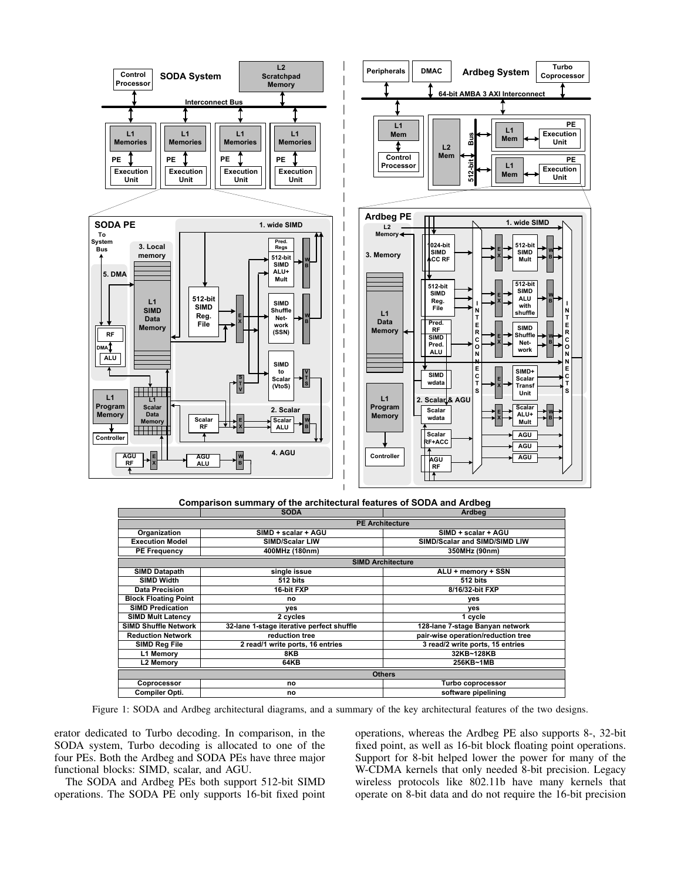**Comparison summary of the architectural features of SODA and Ardbeg**

| | SODA | Ardbeg |
|---|---|---|
| **PE Architecture** | | |
| Organization | SIMD + scalar + AGU | SIMD + scalar + AGU |
| Execution Model | SIMD/Scalar LIW | SIMD/Scalar and SIMD/SIMD LIW |
| PE Frequency | 400MHz (180nm) | 350MHz (90nm) |
| **SIMD Architecture** | | |
| SIMD Datapath | single issue | ALU + memory + SSN |
| SIMD Width | 512 bits | 512 bits |
| Data Precision | 16-bit FXP | 8/16/32-bit FXP |
| Block Floating Point | no | yes |
| SIMD Predication | yes | yes |
| SIMD Mult Latency | 2 cycles | 1 cycle |
| SIMD Shuffle Network | 32-lane 1-stage iterative perfect shuffle | 128-lane 7-stage Banyan network |
| Reduction Network | reduction tree | pair-wise operation/reduction tree |
| SIMD Reg File | 2 read/1 write ports, 16 entries | 3 read/2 write ports, 15 entries |
| L1 Memory | 8KB | 32KB~128KB |
| L2 Memory | 64KB | 256KB~1MB |
| **Others** | | |
| Coprocessor | no | Turbo coprocessor |
| Compiler Opti. | no | software pipelining |

Figure 1: SODA and Ardbeg architectural diagrams, and a summary of the key architectural features of the two designs.

erator dedicated to Turbo decoding. In comparison, in the SODA system, Turbo decoding is allocated to one of the four PEs. Both the Ardbeg and SODA PEs have three major functional blocks: SIMD, scalar, and AGU.

The SODA and Ardbeg PEs both support 512-bit SIMD operations. The SODA PE only supports 16-bit fixed point operations, whereas the Ardbeg PE also supports 8-, 32-bit fixed point, as well as 16-bit block floating point operations. Support for 8-bit helped lower the power for many of the W-CDMA kernels that only needed 8-bit precision. Legacy wireless protocols like 802.11b have many kernels that operate on 8-bit data and do not require the 16-bit precision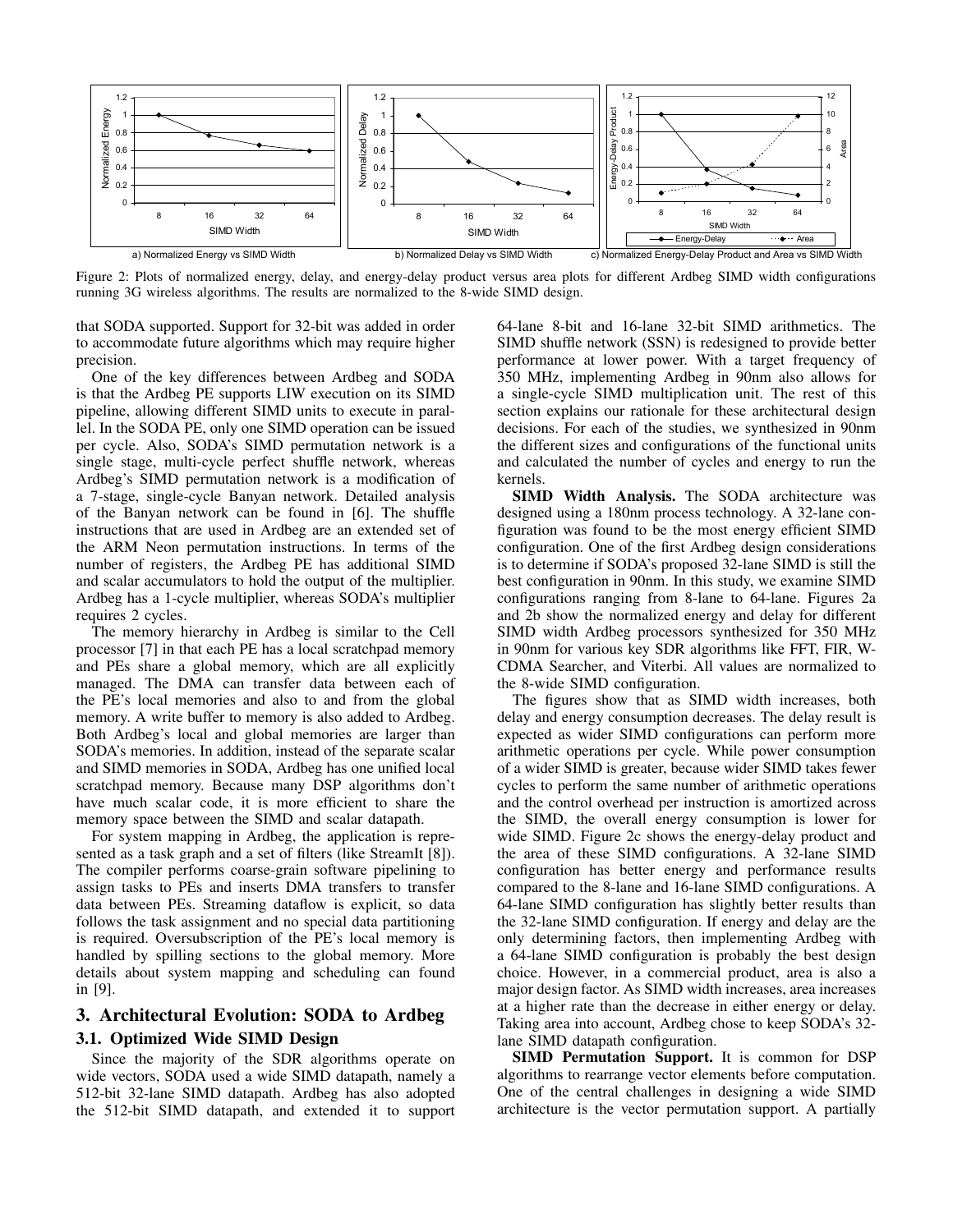Figure 2: Plots of normalized energy, delay, and energy-delay product versus area plots for different Ardbeg SIMD width configurations running 3G wireless algorithms. The results are normalized to the 8-wide SIMD design.

that SODA supported. Support for 32-bit was added in order to accommodate future algorithms which may require higher precision.

One of the key differences between Ardbeg and SODA is that the Ardbeg PE supports LIW execution on its SIMD pipeline, allowing different SIMD units to execute in parallel. In the SODA PE, only one SIMD operation can be issued per cycle. Also, SODA's SIMD permutation network is a single stage, multi-cycle perfect shuffle network, whereas Ardbeg's SIMD permutation network is a modification of a 7-stage, single-cycle Banyan network. Detailed analysis of the Banyan network can be found in [6]. The shuffle instructions that are used in Ardbeg are an extended set of the ARM Neon permutation instructions. In terms of the number of registers, the Ardbeg PE has additional SIMD and scalar accumulators to hold the output of the multiplier. Ardbeg has a 1-cycle multiplier, whereas SODA's multiplier requires 2 cycles.

The memory hierarchy in Ardbeg is similar to the Cell processor [7] in that each PE has a local scratchpad memory and PEs share a global memory, which are all explicitly managed. The DMA can transfer data between each of the PE's local memories and also to and from the global memory. A write buffer to memory is also added to Ardbeg. Both Ardbeg's local and global memories are larger than SODA's memories. In addition, instead of the separate scalar and SIMD memories in SODA, Ardbeg has one unified local scratchpad memory. Because many DSP algorithms don't have much scalar code, it is more efficient to share the memory space between the SIMD and scalar datapath.

For system mapping in Ardbeg, the application is represented as a task graph and a set of filters (like StreamIt [8]). The compiler performs coarse-grain software pipelining to assign tasks to PEs and inserts DMA transfers to transfer data between PEs. Streaming dataflow is explicit, so data follows the task assignment and no special data partitioning is required. Oversubscription of the PE's local memory is handled by spilling sections to the global memory. More details about system mapping and scheduling can found in [9].

## 3. Architectural Evolution: SODA to Ardbeg

### 3.1. Optimized Wide SIMD Design

Since the majority of the SDR algorithms operate on wide vectors, SODA used a wide SIMD datapath, namely a 512-bit 32-lane SIMD datapath. Ardbeg has also adopted the 512-bit SIMD datapath, and extended it to support 64-lane 8-bit and 16-lane 32-bit SIMD arithmetics. The SIMD shuffle network (SSN) is redesigned to provide better performance at lower power. With a target frequency of 350 MHz, implementing Ardbeg in 90nm also allows for a single-cycle SIMD multiplication unit. The rest of this section explains our rationale for these architectural design decisions. For each of the studies, we synthesized in 90nm the different sizes and configurations of the functional units and calculated the number of cycles and energy to run the kernels.

**SIMD Width Analysis.** The SODA architecture was designed using a 180nm process technology. A 32-lane configuration was found to be the most energy efficient SIMD configuration. One of the first Ardbeg design considerations is to determine if SODA's proposed 32-lane SIMD is still the best configuration in 90nm. In this study, we examine SIMD configurations ranging from 8-lane to 64-lane. Figures 2a and 2b show the normalized energy and delay for different SIMD width Ardbeg processors synthesized for 350 MHz in 90nm for various key SDR algorithms like FFT, FIR, W-CDMA Searcher, and Viterbi. All values are normalized to the 8-wide SIMD configuration.

The figures show that as SIMD width increases, both delay and energy consumption decreases. The delay result is expected as wider SIMD configurations can perform more arithmetic operations per cycle. While power consumption of a wider SIMD is greater, because wider SIMD takes fewer cycles to perform the same number of arithmetic operations and the control overhead per instruction is amortized across the SIMD, the overall energy consumption is lower for wide SIMD. Figure 2c shows the energy-delay product and the area of these SIMD configurations. A 32-lane SIMD configuration has better energy and performance results compared to the 8-lane and 16-lane SIMD configurations. A 64-lane SIMD configuration has slightly better results than the 32-lane SIMD configuration. If energy and delay are the only determining factors, then implementing Ardbeg with a 64-lane SIMD configuration is probably the best design choice. However, in a commercial product, area is also a major design factor. As SIMD width increases, area increases at a higher rate than the decrease in either energy or delay. Taking area into account, Ardbeg chose to keep SODA's 32-lane SIMD datapath configuration.

**SIMD Permutation Support.** It is common for DSP algorithms to rearrange vector elements before computation. One of the central challenges in designing a wide SIMD architecture is the vector permutation support. A partially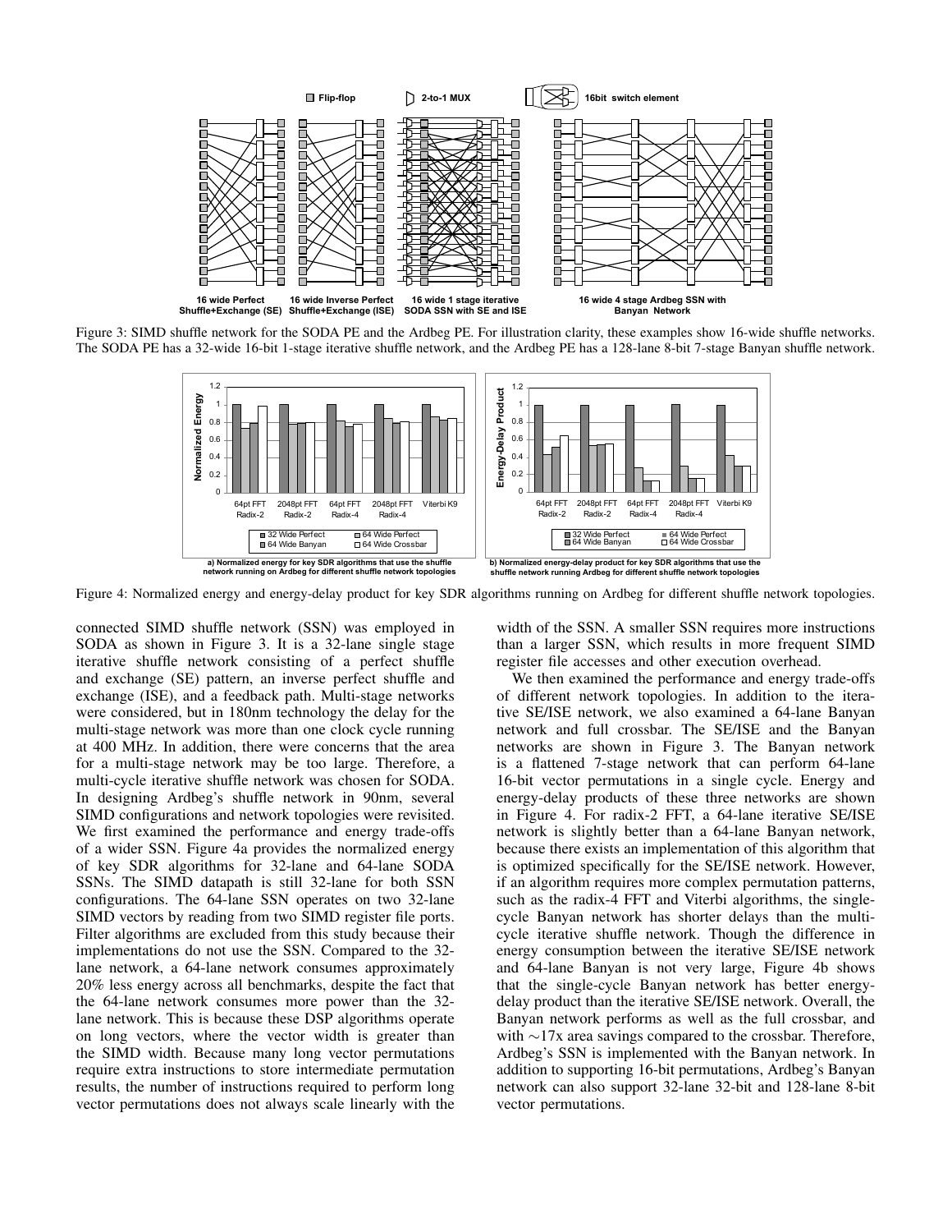Figure 3: SIMD shuffle network for the SODA PE and the Ardbeg PE. For illustration clarity, these examples show 16-wide shuffle networks. The SODA PE has a 32-wide 16-bit 1-stage iterative shuffle network, and the Ardbeg PE has a 128-lane 8-bit 7-stage Banyan shuffle network.

Figure 4: Normalized energy and energy-delay product for key SDR algorithms running on Ardbeg for different shuffle network topologies.

connected SIMD shuffle network (SSN) was employed in SODA as shown in Figure 3. It is a 32-lane single stage iterative shuffle network consisting of a perfect shuffle and exchange (SE) pattern, an inverse perfect shuffle and exchange (ISE), and a feedback path. Multi-stage networks were considered, but in 180nm technology the delay for the multi-stage network was more than one clock cycle running at 400 MHz. In addition, there were concerns that the area for a multi-stage network may be too large. Therefore, a multi-cycle iterative shuffle network was chosen for SODA. In designing Ardbeg's shuffle network in 90nm, several SIMD configurations and network topologies were revisited. We first examined the performance and energy trade-offs of a wider SSN. Figure 4a provides the normalized energy of key SDR algorithms for 32-lane and 64-lane SODA SSNs. The SIMD datapath is still 32-lane for both SSN configurations. The 64-lane SSN operates on two 32-lane SIMD vectors by reading from two SIMD register file ports. Filter algorithms are excluded from this study because their implementations do not use the SSN. Compared to the 32-lane network, a 64-lane network consumes approximately 20% less energy across all benchmarks, despite the fact that the 64-lane network consumes more power than the 32-lane network. This is because these DSP algorithms operate on long vectors, where the vector width is greater than the SIMD width. Because many long vector permutations require extra instructions to store intermediate permutation results, the number of instructions required to perform long vector permutations does not always scale linearly with the width of the SSN. A smaller SSN requires more instructions than a larger SSN, which results in more frequent SIMD register file accesses and other execution overhead.

We then examined the performance and energy trade-offs of different network topologies. In addition to the iterative SE/ISE network, we also examined a 64-lane Banyan network and full crossbar. The SE/ISE and the Banyan networks are shown in Figure 3. The Banyan network is a flattened 7-stage network that can perform 64-lane 16-bit vector permutations in a single cycle. Energy and energy-delay products of these three networks are shown in Figure 4. For radix-2 FFT, a 64-lane iterative SE/ISE network is slightly better than a 64-lane Banyan network, because there exists an implementation of this algorithm that is optimized specifically for the SE/ISE network. However, if an algorithm requires more complex permutation patterns, such as the radix-4 FFT and Viterbi algorithms, the single-cycle Banyan network has shorter delays than the multi-cycle iterative shuffle network. Though the difference in energy consumption between the iterative SE/ISE network and 64-lane Banyan is not very large, Figure 4b shows that the single-cycle Banyan network has better energy-delay product than the iterative SE/ISE network. Overall, the Banyan network performs as well as the full crossbar, and with $\sim$17x area savings compared to the crossbar. Therefore, Ardbeg's SSN is implemented with the Banyan network. In addition to supporting 16-bit permutations, Ardbeg's Banyan network can also support 32-lane 32-bit and 128-lane 8-bit vector permutations.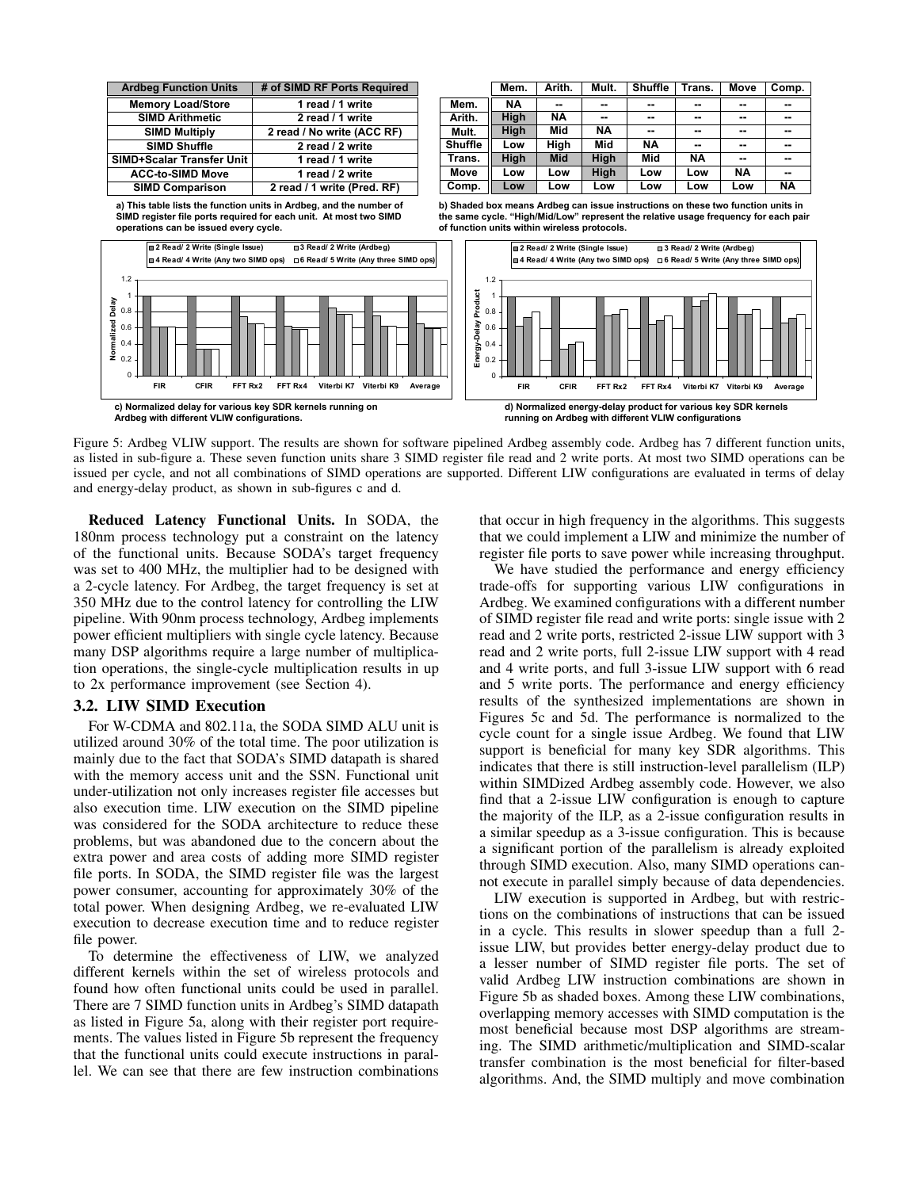| Ardbeg Function Units | # of SIMD RF Ports Required |
|---|---|
| Memory Load/Store | 1 read / 1 write |
| SIMD Arithmetic | 2 read / 1 write |
| SIMD Multiply | 2 read / No write (ACC RF) |
| SIMD Shuffle | 2 read / 2 write |
| SIMD+Scalar Transfer Unit | 1 read / 1 write |
| ACC-to-SIMD Move | 1 read / 2 write |
| SIMD Comparison | 2 read / 1 write (Pred. RF) |

a) This table lists the function units in Ardbeg, and the number of SIMD register file ports required for each unit. At most two SIMD operations can be issued every cycle.

| | Mem. | Arith. | Mult. | Shuffle | Trans. | Move | Comp. |
|---|---|---|---|---|---|---|---|
| Mem. | NA | -- | -- | -- | -- | -- | -- |
| Arith. | High | NA | -- | -- | -- | -- | -- |
| Mult. | High | Mid | NA | -- | -- | -- | -- |
| Shuffle | Low | High | Mid | NA | -- | -- | -- |
| Trans. | High | Mid | High | Mid | NA | -- | -- |
| Move | Low | Low | High | Low | Low | NA | -- |
| Comp. | Low | Low | Low | Low | Low | Low | NA |

b) Shaded box means Ardbeg can issue instructions on these two function units in the same cycle. "High/Mid/Low" represent the relative usage frequency for each pair of function units within wireless protocols.

c) Normalized delay for various key SDR kernels running on Ardbeg with different VLIW configurations.

d) Normalized energy-delay product for various key SDR kernels running on Ardbeg with different VLIW configurations

Figure 5: Ardbeg VLIW support. The results are shown for software pipelined Ardbeg assembly code. Ardbeg has 7 different function units, as listed in sub-figure a. These seven function units share 3 SIMD register file read and 2 write ports. At most two SIMD operations can be issued per cycle, and not all combinations of SIMD operations are supported. Different LIW configurations are evaluated in terms of delay and energy-delay product, as shown in sub-figures c and d.

**Reduced Latency Functional Units.** In SODA, the 180nm process technology put a constraint on the latency of the functional units. Because SODA's target frequency was set to 400 MHz, the multiplier had to be designed with a 2-cycle latency. For Ardbeg, the target frequency is set at 350 MHz due to the control latency for controlling the LIW pipeline. With 90nm process technology, Ardbeg implements power efficient multipliers with single cycle latency. Because many DSP algorithms require a large number of multiplication operations, the single-cycle multiplication results in up to 2x performance improvement (see Section 4).

### 3.2. LIW SIMD Execution

For W-CDMA and 802.11a, the SODA SIMD ALU unit is utilized around 30% of the total time. The poor utilization is mainly due to the fact that SODA's SIMD datapath is shared with the memory access unit and the SSN. Functional unit under-utilization not only increases register file accesses but also execution time. LIW execution on the SIMD pipeline was considered for the SODA architecture to reduce these problems, but was abandoned due to the concern about the extra power and area costs of adding more SIMD register file ports. In SODA, the SIMD register file was the largest power consumer, accounting for approximately 30% of the total power. When designing Ardbeg, we re-evaluated LIW execution to decrease execution time and to reduce register file power.

To determine the effectiveness of LIW, we analyzed different kernels within the set of wireless protocols and found how often functional units could be used in parallel. There are 7 SIMD function units in Ardbeg's SIMD datapath as listed in Figure 5a, along with their register port requirements. The values listed in Figure 5b represent the frequency that the functional units could execute instructions in parallel. We can see that there are few instruction combinations that occur in high frequency in the algorithms. This suggests that we could implement a LIW and minimize the number of register file ports to save power while increasing throughput.

We have studied the performance and energy efficiency trade-offs for supporting various LIW configurations in Ardbeg. We examined configurations with a different number of SIMD register file read and write ports: single issue with 2 read and 2 write ports, restricted 2-issue LIW support with 3 read and 2 write ports, full 2-issue LIW support with 4 read and 4 write ports, and full 3-issue LIW support with 6 read and 5 write ports. The performance and energy efficiency results of the synthesized implementations are shown in Figures 5c and 5d. The performance is normalized to the cycle count for a single issue Ardbeg. We found that LIW support is beneficial for many key SDR algorithms. This indicates that there is still instruction-level parallelism (ILP) within SIMDized Ardbeg assembly code. However, we also find that a 2-issue LIW configuration is enough to capture the majority of the ILP, as a 2-issue configuration results in a similar speedup as a 3-issue configuration. This is because a significant portion of the parallelism is already exploited through SIMD execution. Also, many SIMD operations cannot execute in parallel simply because of data dependencies.

LIW execution is supported in Ardbeg, but with restrictions on the combinations of instructions that can be issued in a cycle. This results in slower speedup than a full 2-issue LIW, but provides better energy-delay product due to a lesser number of SIMD register file ports. The set of valid Ardbeg LIW instruction combinations are shown in Figure 5b as shaded boxes. Among these LIW combinations, overlapping memory accesses with SIMD computation is the most beneficial because most DSP algorithms are streaming. The SIMD arithmetic/multiplication and SIMD-scalar transfer combination is the most beneficial for filter-based algorithms. And, the SIMD multiply and move combination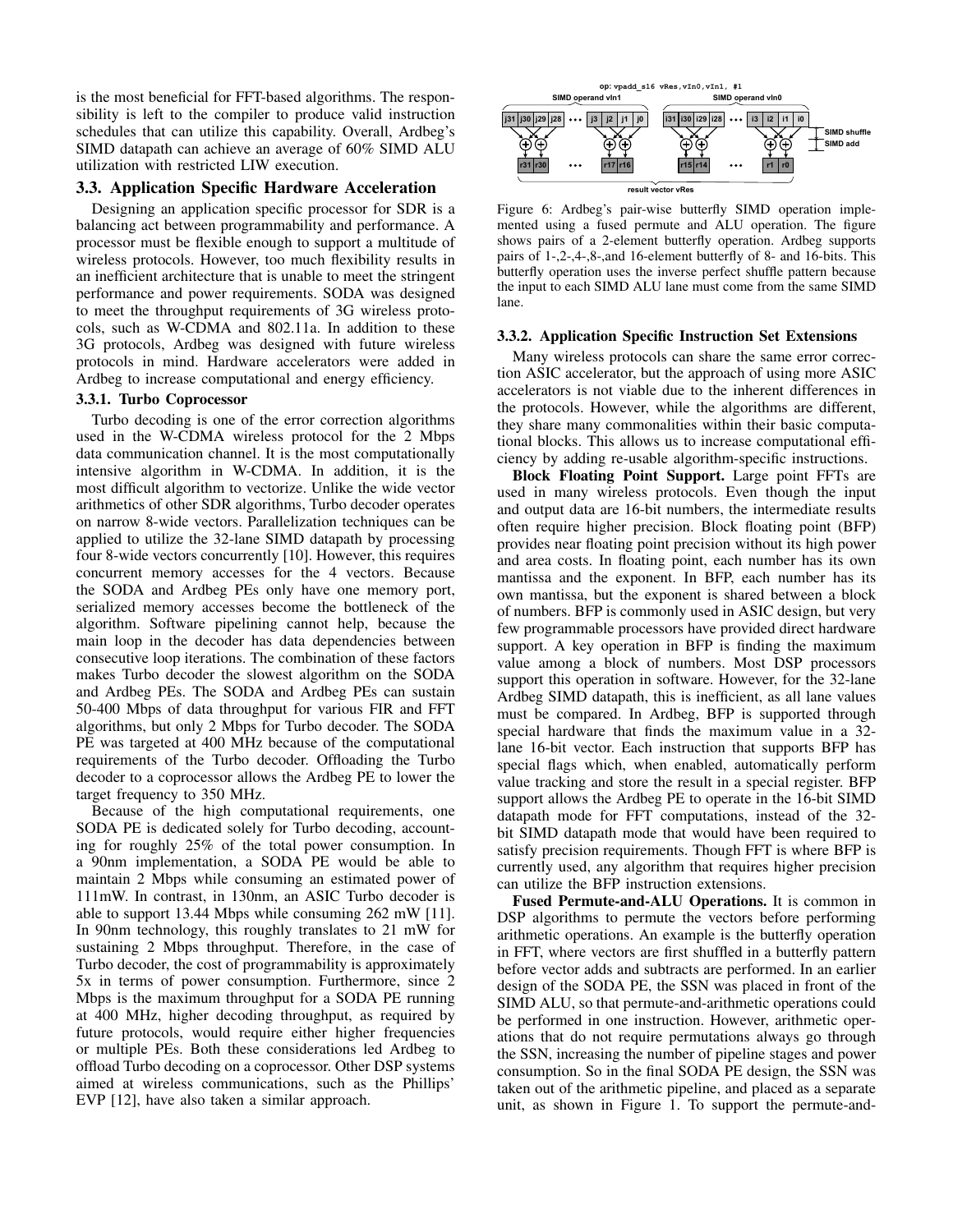is the most beneficial for FFT-based algorithms. The responsibility is left to the compiler to produce valid instruction schedules that can utilize this capability. Overall, Ardbeg's SIMD datapath can achieve an average of 60% SIMD ALU utilization with restricted LIW execution.

## 3.3. Application Specific Hardware Acceleration

Designing an application specific processor for SDR is a balancing act between programmability and performance. A processor must be flexible enough to support a multitude of wireless protocols. However, too much flexibility results in an inefficient architecture that is unable to meet the stringent performance and power requirements. SODA was designed to meet the throughput requirements of 3G wireless protocols, such as W-CDMA and 802.11a. In addition to these 3G protocols, Ardbeg was designed with future wireless protocols in mind. Hardware accelerators were added in Ardbeg to increase computational and energy efficiency.

### 3.3.1. Turbo Coprocessor

Turbo decoding is one of the error correction algorithms used in the W-CDMA wireless protocol for the 2 Mbps data communication channel. It is the most computationally intensive algorithm in W-CDMA. In addition, it is the most difficult algorithm to vectorize. Unlike the wide vector arithmetics of other SDR algorithms, Turbo decoder operates on narrow 8-wide vectors. Parallelization techniques can be applied to utilize the 32-lane SIMD datapath by processing four 8-wide vectors concurrently [10]. However, this requires concurrent memory accesses for the 4 vectors. Because the SODA and Ardbeg PEs only have one memory port, serialized memory accesses become the bottleneck of the algorithm. Software pipelining cannot help, because the main loop in the decoder has data dependencies between consecutive loop iterations. The combination of these factors makes Turbo decoder the slowest algorithm on the SODA and Ardbeg PEs. The SODA and Ardbeg PEs can sustain 50-400 Mbps of data throughput for various FIR and FFT algorithms, but only 2 Mbps for Turbo decoder. The SODA PE was targeted at 400 MHz because of the computational requirements of the Turbo decoder. Offloading the Turbo decoder to a coprocessor allows the Ardbeg PE to lower the target frequency to 350 MHz.

Because of the high computational requirements, one SODA PE is dedicated solely for Turbo decoding, accounting for roughly 25% of the total power consumption. In a 90nm implementation, a SODA PE would be able to maintain 2 Mbps while consuming an estimated power of 111mW. In contrast, in 130nm, an ASIC Turbo decoder is able to support 13.44 Mbps while consuming 262 mW [11]. In 90nm technology, this roughly translates to 21 mW for sustaining 2 Mbps throughput. Therefore, in the case of Turbo decoder, the cost of programmability is approximately 5x in terms of power consumption. Furthermore, since 2 Mbps is the maximum throughput for a SODA PE running at 400 MHz, higher decoding throughput, as required by future protocols, would require either higher frequencies or multiple PEs. Both these considerations led Ardbeg to offload Turbo decoding on a coprocessor. Other DSP systems aimed at wireless communications, such as the Phillips' EVP [12], have also taken a similar approach.

Figure 6: Ardbeg's pair-wise butterfly SIMD operation implemented using a fused permute and ALU operation. The figure shows pairs of a 2-element butterfly operation. Ardbeg supports pairs of 1-,2-,4-,8-,and 16-element butterfly of 8- and 16-bits. This butterfly operation uses the inverse perfect shuffle pattern because the input to each SIMD ALU lane must come from the same SIMD lane.

### 3.3.2. Application Specific Instruction Set Extensions

Many wireless protocols can share the same error correction ASIC accelerator, but the approach of using more ASIC accelerators is not viable due to the inherent differences in the protocols. However, while the algorithms are different, they share many commonalities within their basic computational blocks. This allows us to increase computational efficiency by adding re-usable algorithm-specific instructions.

**Block Floating Point Support.** Large point FFTs are used in many wireless protocols. Even though the input and output data are 16-bit numbers, the intermediate results often require higher precision. Block floating point (BFP) provides near floating point precision without its high power and area costs. In floating point, each number has its own mantissa and the exponent. In BFP, each number has its own mantissa, but the exponent is shared between a block of numbers. BFP is commonly used in ASIC design, but very few programmable processors have provided direct hardware support. A key operation in BFP is finding the maximum value among a block of numbers. Most DSP processors support this operation in software. However, for the 32-lane Ardbeg SIMD datapath, this is inefficient, as all lane values must be compared. In Ardbeg, BFP is supported through special hardware that finds the maximum value in a 32-lane 16-bit vector. Each instruction that supports BFP has special flags which, when enabled, automatically perform value tracking and store the result in a special register. BFP support allows the Ardbeg PE to operate in the 16-bit SIMD datapath mode for FFT computations, instead of the 32-bit SIMD datapath mode that would have been required to satisfy precision requirements. Though FFT is where BFP is currently used, any algorithm that requires higher precision can utilize the BFP instruction extensions.

**Fused Permute-and-ALU Operations.** It is common in DSP algorithms to permute the vectors before performing arithmetic operations. An example is the butterfly operation in FFT, where vectors are first shuffled in a butterfly pattern before vector adds and subtracts are performed. In an earlier design of the SODA PE, the SSN was placed in front of the SIMD ALU, so that permute-and-arithmetic operations could be performed in one instruction. However, arithmetic operations that do not require permutations always go through the SSN, increasing the number of pipeline stages and power consumption. So in the final SODA PE design, the SSN was taken out of the arithmetic pipeline, and placed as a separate unit, as shown in Figure 1. To support the permute-and-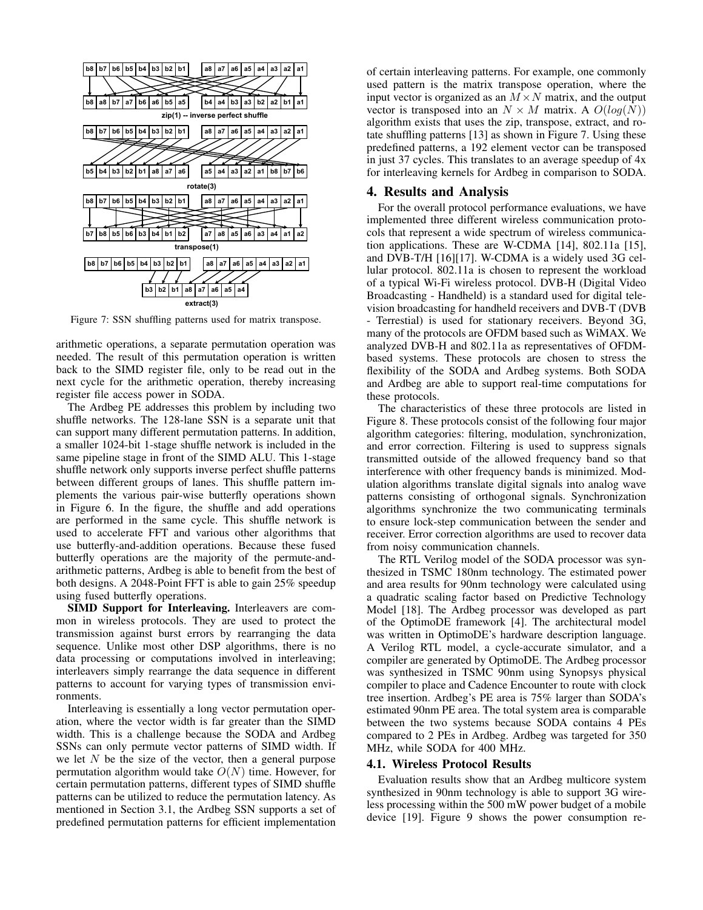Figure 7: SSN shuffling patterns used for matrix transpose.

arithmetic operations, a separate permutation operation was needed. The result of this permutation operation is written back to the SIMD register file, only to be read out in the next cycle for the arithmetic operation, thereby increasing register file access power in SODA.

The Ardbeg PE addresses this problem by including two shuffle networks. The 128-lane SSN is a separate unit that can support many different permutation patterns. In addition, a smaller 1024-bit 1-stage shuffle network is included in the same pipeline stage in front of the SIMD ALU. This 1-stage shuffle network only supports inverse perfect shuffle patterns between different groups of lanes. This shuffle pattern implements the various pair-wise butterfly operations shown in Figure 6. In the figure, the shuffle and add operations are performed in the same cycle. This shuffle network is used to accelerate FFT and various other algorithms that use butterfly-and-addition operations. Because these fused butterfly operations are the majority of the permute-and-arithmetic patterns, Ardbeg is able to benefit from the best of both designs. A 2048-Point FFT is able to gain 25% speedup using fused butterfly operations.

**SIMD Support for Interleaving.** Interleavers are common in wireless protocols. They are used to protect the transmission against burst errors by rearranging the data sequence. Unlike most other DSP algorithms, there is no data processing or computations involved in interleaving; interleavers simply rearrange the data sequence in different patterns to account for varying types of transmission environments.

Interleaving is essentially a long vector permutation operation, where the vector width is far greater than the SIMD width. This is a challenge because the SODA and Ardbeg SSNs can only permute vector patterns of SIMD width. If we let $N$ be the size of the vector, then a general purpose permutation algorithm would take $O(N)$ time. However, for certain permutation patterns, different types of SIMD shuffle patterns can be utilized to reduce the permutation latency. As mentioned in Section 3.1, the Ardbeg SSN supports a set of predefined permutation patterns for efficient implementation of certain interleaving patterns. For example, one commonly used pattern is the matrix transpose operation, where the input vector is organized as an $M \times N$ matrix, and the output vector is transposed into an $N \times M$ matrix. A $O(log(N))$ algorithm exists that uses the zip, transpose, extract, and rotate shuffling patterns [13] as shown in Figure 7. Using these predefined patterns, a 192 element vector can be transposed in just 37 cycles. This translates to an average speedup of 4x for interleaving kernels for Ardbeg in comparison to SODA.

## 4. Results and Analysis

For the overall protocol performance evaluations, we have implemented three different wireless communication protocols that represent a wide spectrum of wireless communication applications. These are W-CDMA [14], 802.11a [15], and DVB-T/H [16][17]. W-CDMA is a widely used 3G cellular protocol. 802.11a is chosen to represent the workload of a typical Wi-Fi wireless protocol. DVB-H (Digital Video Broadcasting - Handheld) is a standard used for digital television broadcasting for handheld receivers and DVB-T (DVB - Terrestial) is used for stationary receivers. Beyond 3G, many of the protocols are OFDM based such as WiMAX. We analyzed DVB-H and 802.11a as representatives of OFDM-based systems. These protocols are chosen to stress the flexibility of the SODA and Ardbeg systems. Both SODA and Ardbeg are able to support real-time computations for these protocols.

The characteristics of these three protocols are listed in Figure 8. These protocols consist of the following four major algorithm categories: filtering, modulation, synchronization, and error correction. Filtering is used to suppress signals transmitted outside of the allowed frequency band so that interference with other frequency bands is minimized. Modulation algorithms translate digital signals into analog wave patterns consisting of orthogonal signals. Synchronization algorithms synchronize the two communicating terminals to ensure lock-step communication between the sender and receiver. Error correction algorithms are used to recover data from noisy communication channels.

The RTL Verilog model of the SODA processor was synthesized in TSMC 180nm technology. The estimated power and area results for 90nm technology were calculated using a quadratic scaling factor based on Predictive Technology Model [18]. The Ardbeg processor was developed as part of the OptimoDE framework [4]. The architectural model was written in OptimoDE's hardware description language. A Verilog RTL model, a cycle-accurate simulator, and a compiler are generated by OptimoDE. The Ardbeg processor was synthesized in TSMC 90nm using Synopsys physical compiler to place and Cadence Encounter to route with clock tree insertion. Ardbeg's PE area is 75% larger than SODA's estimated 90nm PE area. The total system area is comparable between the two systems because SODA contains 4 PEs compared to 2 PEs in Ardbeg. Ardbeg was targeted for 350 MHz, while SODA for 400 MHz.

### 4.1. Wireless Protocol Results

Evaluation results show that an Ardbeg multicore system synthesized in 90nm technology is able to support 3G wireless processing within the 500 mW power budget of a mobile device [19]. Figure 9 shows the power consumption re-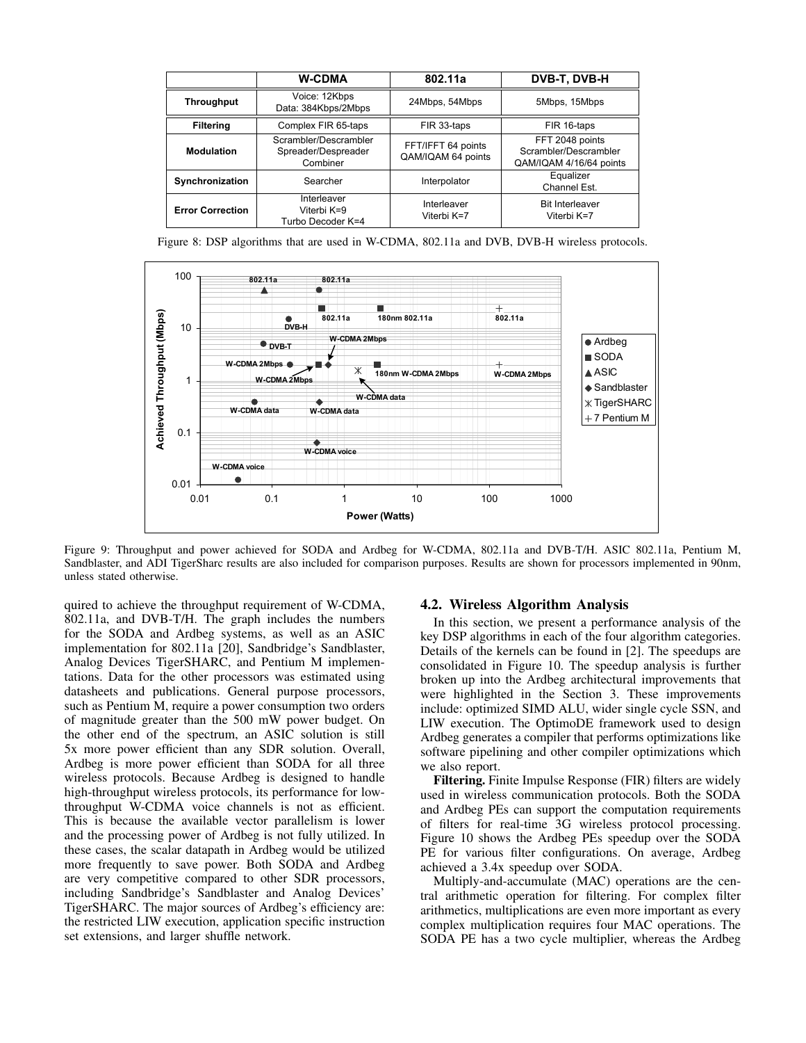|  | W-CDMA | 802.11a | DVB-T, DVB-H |
| --- | --- | --- | --- |
| **Throughput** | Voice: 12Kbps<br>Data: 384Kbps/2Mbps | 24Mbps, 54Mbps | 5Mbps, 15Mbps |
| **Filtering** | Complex FIR 65-taps | FIR 33-taps | FIR 16-taps |
| **Modulation** | Scrambler/Descrambler<br>Spreader/Despreader<br>Combiner | FFT/IFFT 64 points<br>QAM/IQAM 64 points | FFT 2048 points<br>Scrambler/Descrambler<br>QAM/IQAM 4/16/64 points |
| **Synchronization** | Searcher | Interpolator | Equalizer<br>Channel Est. |
| **Error Correction** | Interleaver<br>Viterbi K=9<br>Turbo Decoder K=4 | Interleaver<br>Viterbi K=7 | Bit Interleaver<br>Viterbi K=7 |

Figure 8: DSP algorithms that are used in W-CDMA, 802.11a and DVB, DVB-H wireless protocols.

Figure 9: Throughput and power achieved for SODA and Ardbeg for W-CDMA, 802.11a and DVB-T/H. ASIC 802.11a, Pentium M, Sandblaster, and ADI TigerSharc results are also included for comparison purposes. Results are shown for processors implemented in 90nm, unless stated otherwise.

quired to achieve the throughput requirement of W-CDMA, 802.11a, and DVB-T/H. The graph includes the numbers for the SODA and Ardbeg systems, as well as an ASIC implementation for 802.11a [20], Sandbridge's Sandblaster, Analog Devices TigerSHARC, and Pentium M implementations. Data for the other processors was estimated using datasheets and publications. General purpose processors, such as Pentium M, require a power consumption two orders of magnitude greater than the 500 mW power budget. On the other end of the spectrum, an ASIC solution is still 5x more power efficient than any SDR solution. Overall, Ardbeg is more power efficient than SODA for all three wireless protocols. Because Ardbeg is designed to handle high-throughput wireless protocols, its performance for low-throughput W-CDMA voice channels is not as efficient. This is because the available vector parallelism is lower and the processing power of Ardbeg is not fully utilized. In these cases, the scalar datapath in Ardbeg would be utilized more frequently to save power. Both SODA and Ardbeg are very competitive compared to other SDR processors, including Sandbridge's Sandblaster and Analog Devices' TigerSHARC. The major sources of Ardbeg's efficiency are: the restricted LIW execution, application specific instruction set extensions, and larger shuffle network.

## 4.2. Wireless Algorithm Analysis

In this section, we present a performance analysis of the key DSP algorithms in each of the four algorithm categories. Details of the kernels can be found in [2]. The speedups are consolidated in Figure 10. The speedup analysis is further broken up into the Ardbeg architectural improvements that were highlighted in the Section 3. These improvements include: optimized SIMD ALU, wider single cycle SSN, and LIW execution. The OptimoDE framework used to design Ardbeg generates a compiler that performs optimizations like software pipelining and other compiler optimizations which we also report.

**Filtering.** Finite Impulse Response (FIR) filters are widely used in wireless communication protocols. Both the SODA and Ardbeg PEs can support the computation requirements of filters for real-time 3G wireless protocol processing. Figure 10 shows the Ardbeg PEs speedup over the SODA PE for various filter configurations. On average, Ardbeg achieved a 3.4x speedup over SODA.

Multiply-and-accumulate (MAC) operations are the central arithmetic operation for filtering. For complex filter arithmetics, multiplications are even more important as every complex multiplication requires four MAC operations. The SODA PE has a two cycle multiplier, whereas the Ardbeg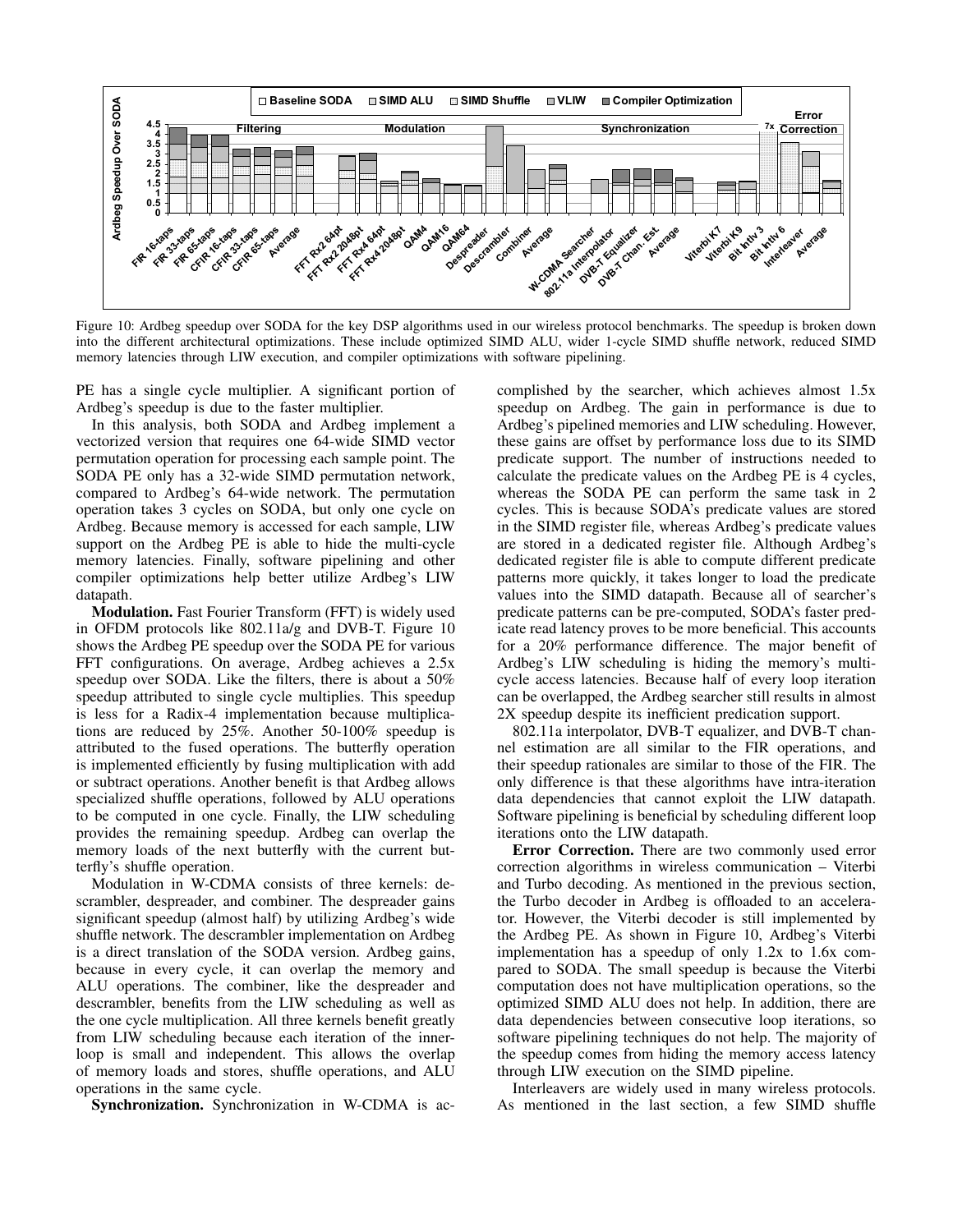Figure 10: Ardbeg speedup over SODA for the key DSP algorithms used in our wireless protocol benchmarks. The speedup is broken down into the different architectural optimizations. These include optimized SIMD ALU, wider 1-cycle SIMD shuffle network, reduced SIMD memory latencies through LIW execution, and compiler optimizations with software pipelining.

PE has a single cycle multiplier. A significant portion of Ardbeg's speedup is due to the faster multiplier.

In this analysis, both SODA and Ardbeg implement a vectorized version that requires one 64-wide SIMD vector permutation operation for processing each sample point. The SODA PE only has a 32-wide SIMD permutation network, compared to Ardbeg's 64-wide network. The permutation operation takes 3 cycles on SODA, but only one cycle on Ardbeg. Because memory is accessed for each sample, LIW support on the Ardbeg PE is able to hide the multi-cycle memory latencies. Finally, software pipelining and other compiler optimizations help better utilize Ardbeg's LIW datapath.

**Modulation.** Fast Fourier Transform (FFT) is widely used in OFDM protocols like 802.11a/g and DVB-T. Figure 10 shows the Ardbeg PE speedup over the SODA PE for various FFT configurations. On average, Ardbeg achieves a 2.5x speedup over SODA. Like the filters, there is about a 50% speedup attributed to single cycle multiplies. This speedup is less for a Radix-4 implementation because multiplications are reduced by 25%. Another 50-100% speedup is attributed to the fused operations. The butterfly operation is implemented efficiently by fusing multiplication with add or subtract operations. Another benefit is that Ardbeg allows specialized shuffle operations, followed by ALU operations to be computed in one cycle. Finally, the LIW scheduling provides the remaining speedup. Ardbeg can overlap the memory loads of the next butterfly with the current butterfly's shuffle operation.

Modulation in W-CDMA consists of three kernels: descrambler, despreader, and combiner. The despreader gains significant speedup (almost half) by utilizing Ardbeg's wide shuffle network. The descrambler implementation on Ardbeg is a direct translation of the SODA version. Ardbeg gains, because in every cycle, it can overlap the memory and ALU operations. The combiner, like the despreader and descrambler, benefits from the LIW scheduling as well as the one cycle multiplication. All three kernels benefit greatly from LIW scheduling because each iteration of the inner-loop is small and independent. This allows the overlap of memory loads and stores, shuffle operations, and ALU operations in the same cycle.

**Synchronization.** Synchronization in W-CDMA is accomplished by the searcher, which achieves almost 1.5x speedup on Ardbeg. The gain in performance is due to Ardbeg's pipelined memories and LIW scheduling. However, these gains are offset by performance loss due to its SIMD predicate support. The number of instructions needed to calculate the predicate values on the Ardbeg PE is 4 cycles, whereas the SODA PE can perform the same task in 2 cycles. This is because SODA's predicate values are stored in the SIMD register file, whereas Ardbeg's predicate values are stored in a dedicated register file. Although Ardbeg's dedicated register file is able to compute different predicate patterns more quickly, it takes longer to load the predicate values into the SIMD datapath. Because all of searcher's predicate patterns can be pre-computed, SODA's faster predicate read latency proves to be more beneficial. This accounts for a 20% performance difference. The major benefit of Ardbeg's LIW scheduling is hiding the memory's multi-cycle access latencies. Because half of every loop iteration can be overlapped, the Ardbeg searcher still results in almost 2X speedup despite its inefficient predication support.

802.11a interpolator, DVB-T equalizer, and DVB-T channel estimation are all similar to the FIR operations, and their speedup rationales are similar to those of the FIR. The only difference is that these algorithms have intra-iteration data dependencies that cannot exploit the LIW datapath. Software pipelining is beneficial by scheduling different loop iterations onto the LIW datapath.

**Error Correction.** There are two commonly used error correction algorithms in wireless communication – Viterbi and Turbo decoding. As mentioned in the previous section, the Turbo decoder in Ardbeg is offloaded to an accelerator. However, the Viterbi decoder is still implemented by the Ardbeg PE. As shown in Figure 10, Ardbeg's Viterbi implementation has a speedup of only 1.2x to 1.6x compared to SODA. The small speedup is because the Viterbi computation does not have multiplication operations, so the optimized SIMD ALU does not help. In addition, there are data dependencies between consecutive loop iterations, so software pipelining techniques do not help. The majority of the speedup comes from hiding the memory access latency through LIW execution on the SIMD pipeline.

Interleavers are widely used in many wireless protocols. As mentioned in the last section, a few SIMD shuffle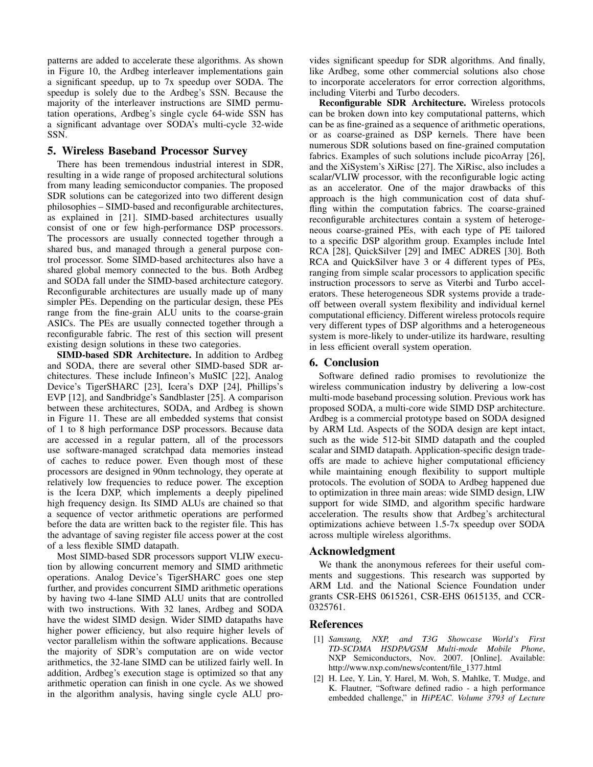patterns are added to accelerate these algorithms. As shown in Figure 10, the Ardbeg interleaver implementations gain a significant speedup, up to 7x speedup over SODA. The speedup is solely due to the Ardbeg's SSN. Because the majority of the interleaver instructions are SIMD permutation operations, Ardbeg's single cycle 64-wide SSN has a significant advantage over SODA's multi-cycle 32-wide SSN.

## 5. Wireless Baseband Processor Survey

There has been tremendous industrial interest in SDR, resulting in a wide range of proposed architectural solutions from many leading semiconductor companies. The proposed SDR solutions can be categorized into two different design philosophies – SIMD-based and reconfigurable architectures, as explained in [21]. SIMD-based architectures usually consist of one or few high-performance DSP processors. The processors are usually connected together through a shared bus, and managed through a general purpose control processor. Some SIMD-based architectures also have a shared global memory connected to the bus. Both Ardbeg and SODA fall under the SIMD-based architecture category. Reconfigurable architectures are usually made up of many simpler PEs. Depending on the particular design, these PEs range from the fine-grain ALU units to the coarse-grain ASICs. The PEs are usually connected together through a reconfigurable fabric. The rest of this section will present existing design solutions in these two categories.

**SIMD-based SDR Architecture.** In addition to Ardbeg and SODA, there are several other SIMD-based SDR architectures. These include Infineon's MuSIC [22], Analog Device's TigerSHARC [23], Icera's DXP [24], Phillips's EVP [12], and Sandbridge's Sandblaster [25]. A comparison between these architectures, SODA, and Ardbeg is shown in Figure 11. These are all embedded systems that consist of 1 to 8 high performance DSP processors. Because data are accessed in a regular pattern, all of the processors use software-managed scratchpad data memories instead of caches to reduce power. Even though most of these processors are designed in 90nm technology, they operate at relatively low frequencies to reduce power. The exception is the Icera DXP, which implements a deeply pipelined high frequency design. Its SIMD ALUs are chained so that a sequence of vector arithmetic operations are performed before the data are written back to the register file. This has the advantage of saving register file access power at the cost of a less flexible SIMD datapath.

Most SIMD-based SDR processors support VLIW execution by allowing concurrent memory and SIMD arithmetic operations. Analog Device's TigerSHARC goes one step further, and provides concurrent SIMD arithmetic operations by having two 4-lane SIMD ALU units that are controlled with two instructions. With 32 lanes, Ardbeg and SODA have the widest SIMD design. Wider SIMD datapaths have higher power efficiency, but also require higher levels of vector parallelism within the software applications. Because the majority of SDR's computation are on wide vector arithmetics, the 32-lane SIMD can be utilized fairly well. In addition, Ardbeg's execution stage is optimized so that any arithmetic operation can finish in one cycle. As we showed in the algorithm analysis, having single cycle ALU provides significant speedup for SDR algorithms. And finally, like Ardbeg, some other commercial solutions also chose to incorporate accelerators for error correction algorithms, including Viterbi and Turbo decoders.

**Reconfigurable SDR Architecture.** Wireless protocols can be broken down into key computational patterns, which can be as fine-grained as a sequence of arithmetic operations, or as coarse-grained as DSP kernels. There have been numerous SDR solutions based on fine-grained computation fabrics. Examples of such solutions include picoArray [26], and the XiSystem's XiRisc [27]. The XiRisc, also includes a scalar/VLIW processor, with the reconfigurable logic acting as an accelerator. One of the major drawbacks of this approach is the high communication cost of data shuffling within the computation fabrics. The coarse-grained reconfigurable architectures contain a system of heterogeneous coarse-grained PEs, with each type of PE tailored to a specific DSP algorithm group. Examples include Intel RCA [28], QuickSilver [29] and IMEC ADRES [30]. Both RCA and QuickSilver have 3 or 4 different types of PEs, ranging from simple scalar processors to application specific instruction processors to serve as Viterbi and Turbo accelerators. These heterogeneous SDR systems provide a tradeoff between overall system flexibility and individual kernel computational efficiency. Different wireless protocols require very different types of DSP algorithms and a heterogeneous system is more-likely to under-utilize its hardware, resulting in less efficient overall system operation.

## 6. Conclusion

Software defined radio promises to revolutionize the wireless communication industry by delivering a low-cost multi-mode baseband processing solution. Previous work has proposed SODA, a multi-core wide SIMD DSP architecture. Ardbeg is a commercial prototype based on SODA designed by ARM Ltd. Aspects of the SODA design are kept intact, such as the wide 512-bit SIMD datapath and the coupled scalar and SIMD datapath. Application-specific design tradeoffs are made to achieve higher computational efficiency while maintaining enough flexibility to support multiple protocols. The evolution of SODA to Ardbeg happened due to optimization in three main areas: wide SIMD design, LIW support for wide SIMD, and algorithm specific hardware acceleration. The results show that Ardbeg's architectural optimizations achieve between 1.5-7x speedup over SODA across multiple wireless algorithms.

## Acknowledgment

We thank the anonymous referees for their useful comments and suggestions. This research was supported by ARM Ltd. and the National Science Foundation under grants CSR-EHS 0615261, CSR-EHS 0615135, and CCR-0325761.

## References

[1] *Samsung, NXP, and T3G Showcase World's First TD-SCDMA HSDPA/GSM Multi-mode Mobile Phone*, NXP Semiconductors, Nov. 2007. [Online]. Available: http://www.nxp.com/news/content/file_1377.html

[2] H. Lee, Y. Lin, Y. Harel, M. Woh, S. Mahlke, T. Mudge, and K. Flautner, "Software defined radio - a high performance embedded challenge," in *HiPEAC. Volume 3793 of Lecture*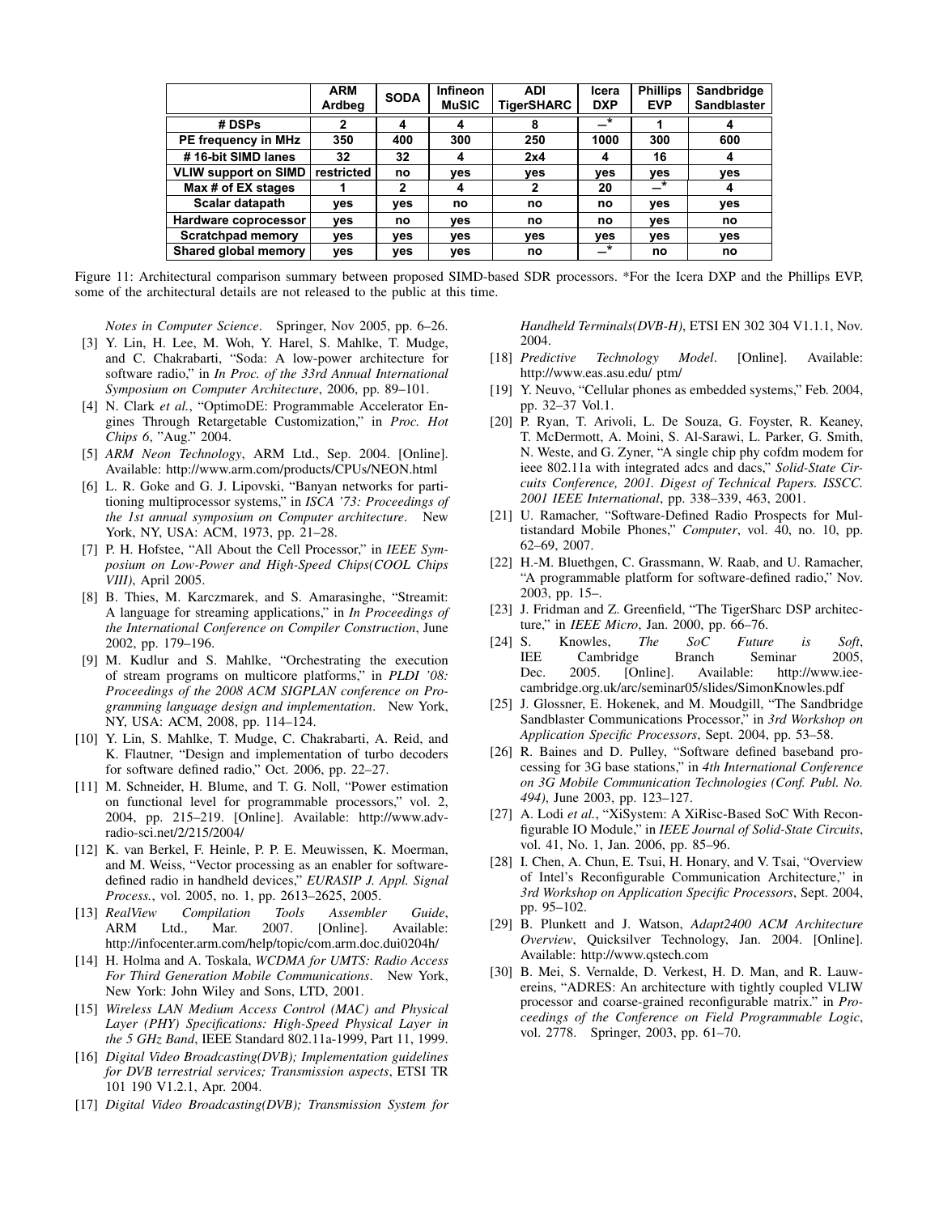| | ARM Ardbeg | SODA | Infineon MuSIC | ADI TigerSHARC | Icera DXP | Phillips EVP | Sandbridge Sandblaster |
|---|---|---|---|---|---|---|---|
| # DSPs | 2 | 4 | 4 | 8 | –* | 1 | 4 |
| PE frequency in MHz | 350 | 400 | 300 | 250 | 1000 | 300 | 600 |
| # 16-bit SIMD lanes | 32 | 32 | 4 | 2x4 | 4 | 16 | 4 |
| VLIW support on SIMD | restricted | no | yes | yes | yes | yes | yes |
| Max # of EX stages | 1 | 2 | 4 | 2 | 20 | –* | 4 |
| Scalar datapath | yes | yes | no | no | no | yes | yes |
| Hardware coprocessor | yes | no | yes | no | no | yes | no |
| Scratchpad memory | yes | yes | yes | yes | yes | yes | yes |
| Shared global memory | yes | yes | yes | no | –* | no | no |

Figure 11: Architectural comparison summary between proposed SIMD-based SDR processors. *For the Icera DXP and the Phillips EVP, some of the architectural details are not released to the public at this time.

*Notes in Computer Science*. Springer, Nov 2005, pp. 6–26.

[3] Y. Lin, H. Lee, M. Woh, Y. Harel, S. Mahlke, T. Mudge, and C. Chakrabarti, "Soda: A low-power architecture for software radio," in *In Proc. of the 33rd Annual International Symposium on Computer Architecture*, 2006, pp. 89–101.

[4] N. Clark *et al.*, "OptimoDE: Programmable Accelerator Engines Through Retargetable Customization," in *Proc. Hot Chips 6*, "Aug." 2004.

[5] *ARM Neon Technology*, ARM Ltd., Sep. 2004. [Online]. Available: http://www.arm.com/products/CPUs/NEON.html

[6] L. R. Goke and G. J. Lipovski, "Banyan networks for partitioning multiprocessor systems," in *ISCA '73: Proceedings of the 1st annual symposium on Computer architecture*. New York, NY, USA: ACM, 1973, pp. 21–28.

[7] P. H. Hofstee, "All About the Cell Processor," in *IEEE Symposium on Low-Power and High-Speed Chips(COOL Chips VIII)*, April 2005.

[8] B. Thies, M. Karczmarek, and S. Amarasinghe, "Streamit: A language for streaming applications," in *In Proceedings of the International Conference on Compiler Construction*, June 2002, pp. 179–196.

[9] M. Kudlur and S. Mahlke, "Orchestrating the execution of stream programs on multicore platforms," in *PLDI '08: Proceedings of the 2008 ACM SIGPLAN conference on Programming language design and implementation*. New York, NY, USA: ACM, 2008, pp. 114–124.

[10] Y. Lin, S. Mahlke, T. Mudge, C. Chakrabarti, A. Reid, and K. Flautner, "Design and implementation of turbo decoders for software defined radio," Oct. 2006, pp. 22–27.

[11] M. Schneider, H. Blume, and T. G. Noll, "Power estimation on functional level for programmable processors," vol. 2, 2004, pp. 215–219. [Online]. Available: http://www.adv-radio-sci.net/2/215/2004/

[12] K. van Berkel, F. Heinle, P. P. E. Meuwissen, K. Moerman, and M. Weiss, "Vector processing as an enabler for software-defined radio in handheld devices," *EURASIP J. Appl. Signal Process.*, vol. 2005, no. 1, pp. 2613–2625, 2005.

[13] *RealView Compilation Tools Assembler Guide*, ARM Ltd., Mar. 2007. [Online]. Available: http://infocenter.arm.com/help/topic/com.arm.doc.dui0204h/

[14] H. Holma and A. Toskala, *WCDMA for UMTS: Radio Access For Third Generation Mobile Communications*. New York, New York: John Wiley and Sons, LTD, 2001.

[15] *Wireless LAN Medium Access Control (MAC) and Physical Layer (PHY) Specifications: High-Speed Physical Layer in the 5 GHz Band*, IEEE Standard 802.11a-1999, Part 11, 1999.

[16] *Digital Video Broadcasting(DVB); Implementation guidelines for DVB terrestrial services; Transmission aspects*, ETSI TR 101 190 V1.2.1, Apr. 2004.

[17] *Digital Video Broadcasting(DVB); Transmission System for Handheld Terminals(DVB-H)*, ETSI EN 302 304 V1.1.1, Nov. 2004.

[18] *Predictive Technology Model*. [Online]. Available: http://www.eas.asu.edu/ ptm/

[19] Y. Neuvo, "Cellular phones as embedded systems," Feb. 2004, pp. 32–37 Vol.1.

[20] P. Ryan, T. Arivoli, L. De Souza, G. Foyster, R. Keaney, T. McDermott, A. Moini, S. Al-Sarawi, L. Parker, G. Smith, N. Weste, and G. Zyner, "A single chip phy cofdm modem for ieee 802.11a with integrated adcs and dacs," *Solid-State Circuits Conference, 2001. Digest of Technical Papers. ISSCC. 2001 IEEE International*, pp. 338–339, 463, 2001.

[21] U. Ramacher, "Software-Defined Radio Prospects for Multistandard Mobile Phones," *Computer*, vol. 40, no. 10, pp. 62–69, 2007.

[22] H.-M. Bluethgen, C. Grassmann, W. Raab, and U. Ramacher, "A programmable platform for software-defined radio," Nov. 2003, pp. 15–.

[23] J. Fridman and Z. Greenfield, "The TigerSharc DSP architecture," in *IEEE Micro*, Jan. 2000, pp. 66–76.

[24] S. Knowles, *The SoC Future is Soft*, IEE Cambridge Branch Seminar 2005, Dec. 2005. [Online]. Available: http://www.iee-cambridge.org.uk/arc/seminar05/slides/SimonKnowles.pdf

[25] J. Glossner, E. Hokenek, and M. Moudgill, "The Sandbridge Sandblaster Communications Processor," in *3rd Workshop on Application Specific Processors*, Sept. 2004, pp. 53–58.

[26] R. Baines and D. Pulley, "Software defined baseband processing for 3G base stations," in *4th International Conference on 3G Mobile Communication Technologies (Conf. Publ. No. 494)*, June 2003, pp. 123–127.

[27] A. Lodi *et al.*, "XiSystem: A XiRisc-Based SoC With Reconfigurable IO Module," in *IEEE Journal of Solid-State Circuits*, vol. 41, No. 1, Jan. 2006, pp. 85–96.

[28] I. Chen, A. Chun, E. Tsui, H. Honary, and V. Tsai, "Overview of Intel's Reconfigurable Communication Architecture," in *3rd Workshop on Application Specific Processors*, Sept. 2004, pp. 95–102.

[29] B. Plunkett and J. Watson, *Adapt2400 ACM Architecture Overview*, Quicksilver Technology, Jan. 2004. [Online]. Available: http://www.qstech.com

[30] B. Mei, S. Vernalde, D. Verkest, H. D. Man, and R. Lauwereins, "ADRES: An architecture with tightly coupled VLIW processor and coarse-grained reconfigurable matrix." in *Proceedings of the Conference on Field Programmable Logic*, vol. 2778. Springer, 2003, pp. 61–70.